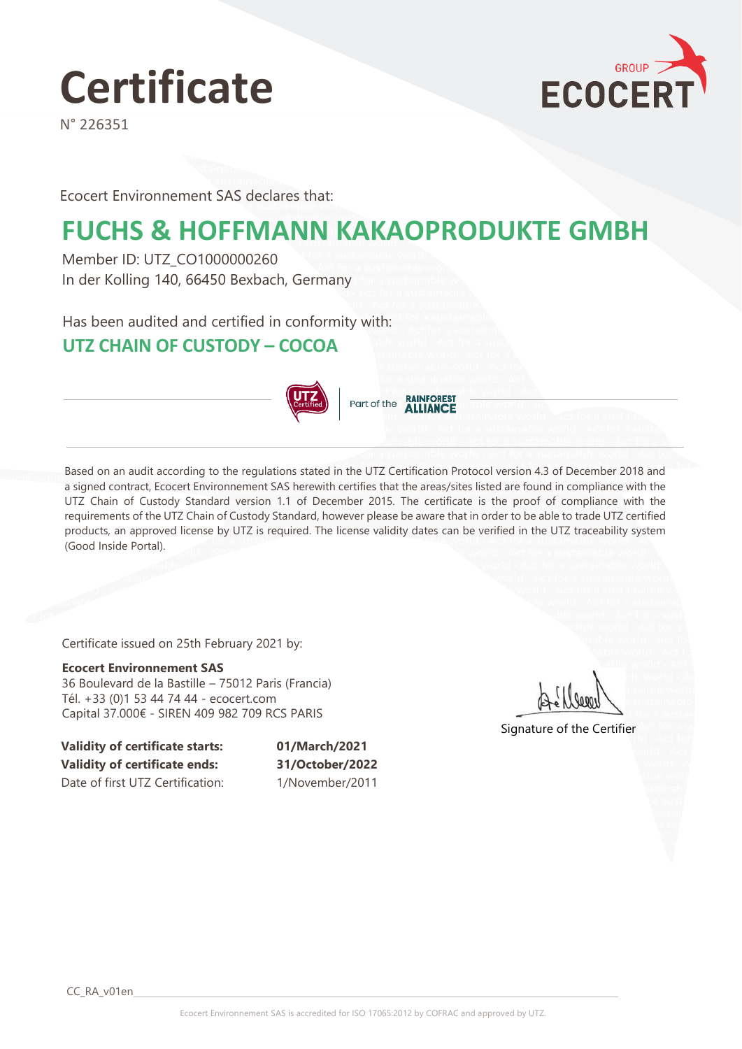# Certificate

N° 226351

GROUP ECOCERT

Ecocert Environnement SAS declares that:

## FUCHS & HOFFMANN KAKAOPRODUKTE GMBH

Member ID: UTZ_CO1000000260
In der Kolling 140, 66450 Bexbach, Germany

Has been audited and certified in conformity with:

## UTZ CHAIN OF CUSTODY – COCOA

UTZ Certified | Part of the RAINFOREST ALLIANCE

Based on an audit according to the regulations stated in the UTZ Certification Protocol version 4.3 of December 2018 and a signed contract, Ecocert Environnement SAS herewith certifies that the areas/sites listed are found in compliance with the UTZ Chain of Custody Standard version 1.1 of December 2015. The certificate is the proof of compliance with the requirements of the UTZ Chain of Custody Standard, however please be aware that in order to be able to trade UTZ certified products, an approved license by UTZ is required. The license validity dates can be verified in the UTZ traceability system (Good Inside Portal).

Certificate issued on 25th February 2021 by:

**Ecocert Environnement SAS**
36 Boulevard de la Bastille – 75012 Paris (Francia)
Tél. +33 (0)1 53 44 74 44 - ecocert.com
Capital 37.000€ - SIREN 409 982 709 RCS PARIS

Signature of the Certifier

| | |
|---|---|
| **Validity of certificate starts:** | **01/March/2021** |
| **Validity of certificate ends:** | **31/October/2022** |
| Date of first UTZ Certification: | 1/November/2011 |

CC_RA_v01en

Ecocert Environnement SAS is accredited for ISO 17065:2012 by COFRAC and approved by UTZ.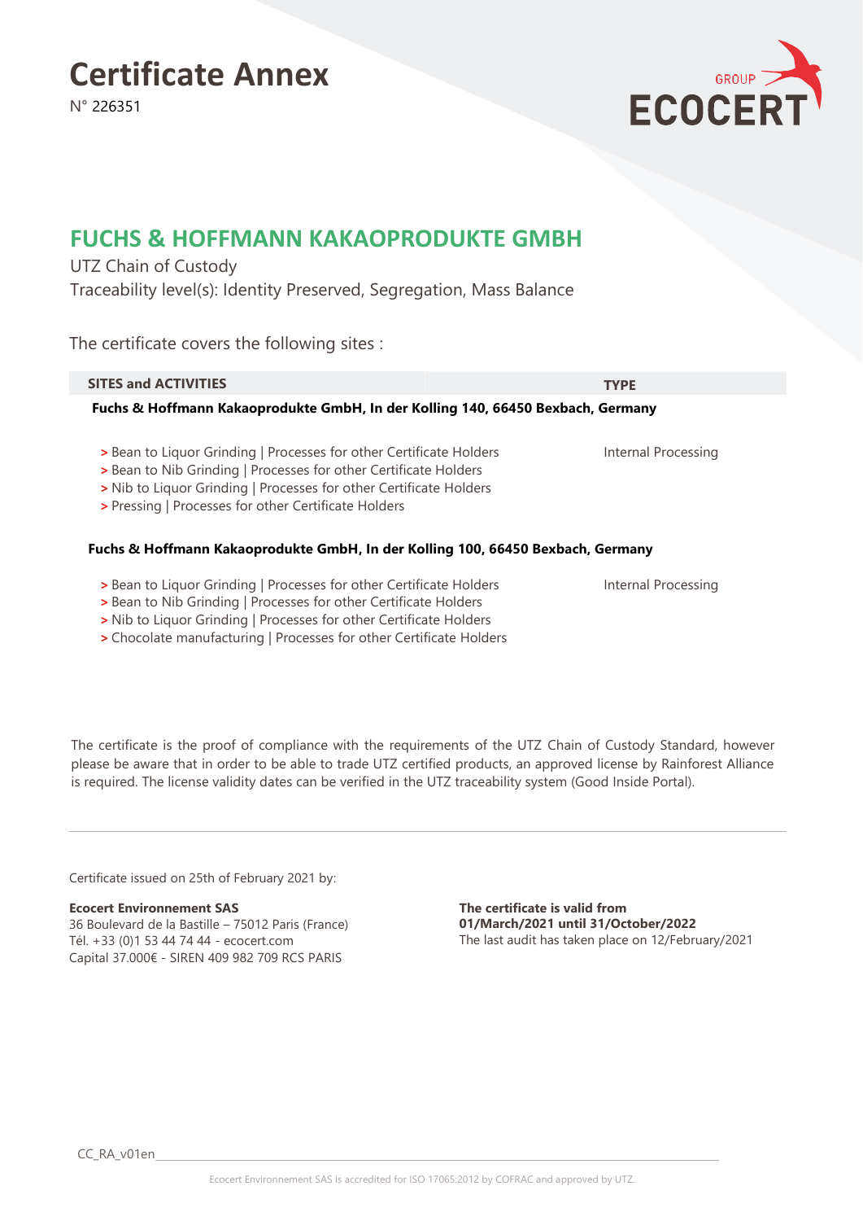# Certificate Annex

N° 226351

ECOCERT GROUP

## FUCHS & HOFFMANN KAKAOPRODUKTE GMBH

UTZ Chain of Custody

Traceability level(s): Identity Preserved, Segregation, Mass Balance

The certificate covers the following sites :

| SITES and ACTIVITIES | TYPE |
|---|---|
| **Fuchs & Hoffmann Kakaoprodukte GmbH, In der Kolling 140, 66450 Bexbach, Germany** | |
| > Bean to Liquor Grinding \| Processes for other Certificate Holders<br>> Bean to Nib Grinding \| Processes for other Certificate Holders<br>> Nib to Liquor Grinding \| Processes for other Certificate Holders<br>> Pressing \| Processes for other Certificate Holders | Internal Processing |
| **Fuchs & Hoffmann Kakaoprodukte GmbH, In der Kolling 100, 66450 Bexbach, Germany** | |
| > Bean to Liquor Grinding \| Processes for other Certificate Holders<br>> Bean to Nib Grinding \| Processes for other Certificate Holders<br>> Nib to Liquor Grinding \| Processes for other Certificate Holders<br>> Chocolate manufacturing \| Processes for other Certificate Holders | Internal Processing |

The certificate is the proof of compliance with the requirements of the UTZ Chain of Custody Standard, however please be aware that in order to be able to trade UTZ certified products, an approved license by Rainforest Alliance is required. The license validity dates can be verified in the UTZ traceability system (Good Inside Portal).

Certificate issued on 25th of February 2021 by:

**Ecocert Environnement SAS**
36 Boulevard de la Bastille – 75012 Paris (France)
Tél. +33 (0)1 53 44 74 44 - ecocert.com
Capital 37.000€ - SIREN 409 982 709 RCS PARIS

**The certificate is valid from**
**01/March/2021 until 31/October/2022**
The last audit has taken place on 12/February/2021

CC_RA_v01en

Ecocert Environnement SAS is accredited for ISO 17065:2012 by COFRAC and approved by UTZ.